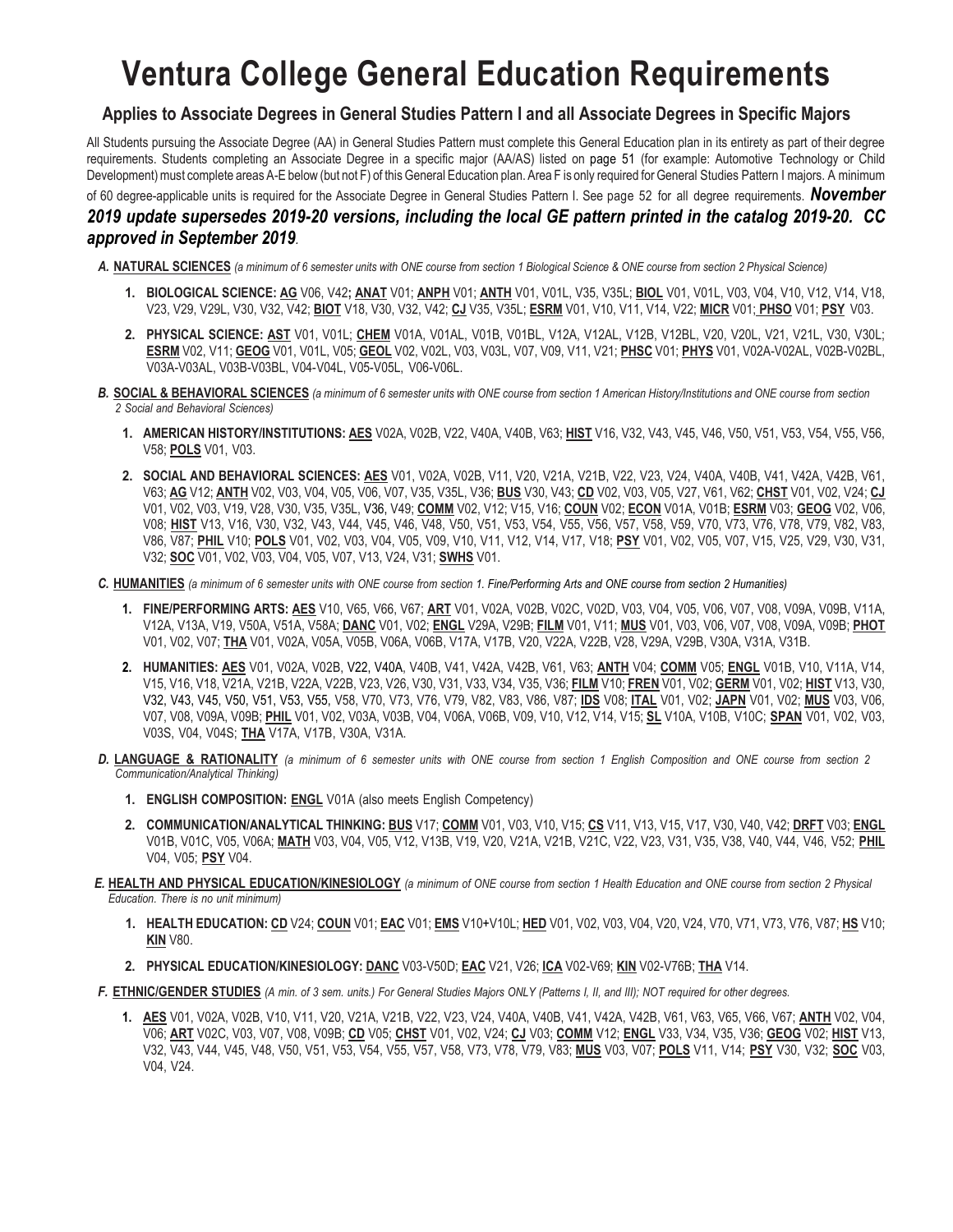# Ventura College General Education Requirements

## Applies to Associate Degrees in General Studies Pattern I and all Associate Degrees in Specific Majors

All Students pursuing the Associate Degree (AA) in General Studies Pattern must complete this General Education plan in its entirety as part of their degree requirements. Students completing an Associate Degree in a specific major (AA/AS) listed on page 51 (for example: Automotive Technology or Child Development) must complete areas A-E below (but not F) of this General Education plan. Area F is only required for General Studies Pattern I majors. A minimum of 60 degree-applicable units is required for the Associate Degree in General Studies Pattern I. See page 52 for all degree requirements. ***November 2019 update supersedes 2019-20 versions, including the local GE pattern printed in the catalog 2019-20. CC approved in September 2019***.

***A.*** **NATURAL SCIENCES** *(a minimum of 6 semester units with ONE course from section 1 Biological Science & ONE course from section 2 Physical Science)*

1. **BIOLOGICAL SCIENCE: AG** V06, V42**; ANAT** V01; **ANPH** V01; **ANTH** V01, V01L, V35, V35L; **BIOL** V01, V01L, V03, V04, V10, V12, V14, V18, V23, V29, V29L, V30, V32, V42; **BIOT** V18, V30, V32, V42; **CJ** V35, V35L; **ESRM** V01, V10, V11, V14, V22; **MICR** V01; **PHSO** V01; **PSY** V03.

2. **PHYSICAL SCIENCE: AST** V01, V01L; **CHEM** V01A, V01AL, V01B, V01BL, V12A, V12AL, V12B, V12BL, V20, V20L, V21, V21L, V30, V30L; **ESRM** V02, V11; **GEOG** V01, V01L, V05; **GEOL** V02, V02L, V03, V03L, V07, V09, V11, V21; **PHSC** V01; **PHYS** V01, V02A-V02AL, V02B-V02BL, V03A-V03AL, V03B-V03BL, V04-V04L, V05-V05L, V06-V06L.

***B.*** **SOCIAL & BEHAVIORAL SCIENCES** *(a minimum of 6 semester units with ONE course from section 1 American History/Institutions and ONE course from section 2 Social and Behavioral Sciences)*

1. **AMERICAN HISTORY/INSTITUTIONS: AES** V02A, V02B, V22, V40A, V40B, V63; **HIST** V16, V32, V43, V45, V46, V50, V51, V53, V54, V55, V56, V58; **POLS** V01, V03.

2. **SOCIAL AND BEHAVIORAL SCIENCES: AES** V01, V02A, V02B, V11, V20, V21A, V21B, V22, V23, V24, V40A, V40B, V41, V42A, V42B, V61, V63; **AG** V12; **ANTH** V02, V03, V04, V05, V06, V07, V35, V35L, V36; **BUS** V30, V43; **CD** V02, V03, V05, V27, V61, V62; **CHST** V01, V02, V24; **CJ** V01, V02, V03, V19, V28, V30, V35, V35L, V36, V49; **COMM** V02, V12; V15, V16; **COUN** V02; **ECON** V01A, V01B; **ESRM** V03; **GEOG** V02, V06, V08; **HIST** V13, V16, V30, V32, V43, V44, V45, V46, V48, V50, V51, V53, V54, V55, V56, V57, V58, V59, V70, V73, V76, V78, V79, V82, V83, V86, V87; **PHIL** V10; **POLS** V01, V02, V03, V04, V05, V09, V10, V11, V12, V14, V17, V18; **PSY** V01, V02, V05, V07, V15, V25, V29, V30, V31, V32; **SOC** V01, V02, V03, V04, V05, V07, V13, V24, V31; **SWHS** V01.

***C.*** **HUMANITIES** *(a minimum of 6 semester units with ONE course from section 1. Fine/Performing Arts and ONE course from section 2 Humanities)*

1. **FINE/PERFORMING ARTS: AES** V10, V65, V66, V67; **ART** V01, V02A, V02B, V02C, V02D, V03, V04, V05, V06, V07, V08, V09A, V09B, V11A, V12A, V13A, V19, V50A, V51A, V58A; **DANC** V01, V02; **ENGL** V29A, V29B; **FILM** V01, V11; **MUS** V01, V03, V06, V07, V08, V09A, V09B; **PHOT** V01, V02, V07; **THA** V01, V02A, V05A, V05B, V06A, V06B, V17A, V17B, V20, V22A, V22B, V28, V29A, V29B, V30A, V31A, V31B.

2. **HUMANITIES: AES** V01, V02A, V02B, V22, V40A, V40B, V41, V42A, V42B, V61, V63; **ANTH** V04; **COMM** V05; **ENGL** V01B, V10, V11A, V14, V15, V16, V18, V21A, V21B, V22A, V22B, V23, V26, V30, V31, V33, V34, V35, V36; **FILM** V10; **FREN** V01, V02; **GERM** V01, V02; **HIST** V13, V30, V32, V43, V45, V50, V51, V53, V55, V58, V70, V73, V76, V79, V82, V83, V86, V87; **IDS** V08; **ITAL** V01, V02; **JAPN** V01, V02; **MUS** V03, V06, V07, V08, V09A, V09B; **PHIL** V01, V02, V03A, V03B, V04, V06A, V06B, V09, V10, V12, V14, V15; **SL** V10A, V10B, V10C; **SPAN** V01, V02, V03, V03S, V04, V04S; **THA** V17A, V17B, V30A, V31A.

***D.*** **LANGUAGE & RATIONALITY** *(a minimum of 6 semester units with ONE course from section 1 English Composition and ONE course from section 2 Communication/Analytical Thinking)*

1. **ENGLISH COMPOSITION: ENGL** V01A (also meets English Competency)

2. **COMMUNICATION/ANALYTICAL THINKING: BUS** V17; **COMM** V01, V03, V10, V15; **CS** V11, V13, V15, V17, V30, V40, V42; **DRFT** V03; **ENGL** V01B, V01C, V05, V06A; **MATH** V03, V04, V05, V12, V13B, V19, V20, V21A, V21B, V21C, V22, V23, V31, V35, V38, V40, V44, V46, V52; **PHIL** V04, V05; **PSY** V04.

***E.*** **HEALTH AND PHYSICAL EDUCATION/KINESIOLOGY** *(a minimum of ONE course from section 1 Health Education and ONE course from section 2 Physical Education. There is no unit minimum)*

1. **HEALTH EDUCATION: CD** V24; **COUN** V01; **EAC** V01; **EMS** V10+V10L; **HED** V01, V02, V03, V04, V20, V24, V70, V71, V73, V76, V87; **HS** V10; **KIN** V80.

2. **PHYSICAL EDUCATION/KINESIOLOGY: DANC** V03-V50D; **EAC** V21, V26; **ICA** V02-V69; **KIN** V02-V76B; **THA** V14.

***F.*** **ETHNIC/GENDER STUDIES** *(A min. of 3 sem. units.) For General Studies Majors ONLY (Patterns I, II, and III); NOT required for other degrees.*

1. **AES** V01, V02A, V02B, V10, V11, V20, V21A, V21B, V22, V23, V24, V40A, V40B, V41, V42A, V42B, V61, V63, V65, V66, V67; **ANTH** V02, V04, V06; **ART** V02C, V03, V07, V08, V09B; **CD** V05; **CHST** V01, V02, V24; **CJ** V03; **COMM** V12; **ENGL** V33, V34, V35, V36; **GEOG** V02; **HIST** V13, V32, V43, V44, V45, V48, V50, V51, V53, V54, V55, V57, V58, V73, V78, V79, V83; **MUS** V03, V07; **POLS** V11, V14; **PSY** V30, V32; **SOC** V03, V04, V24.